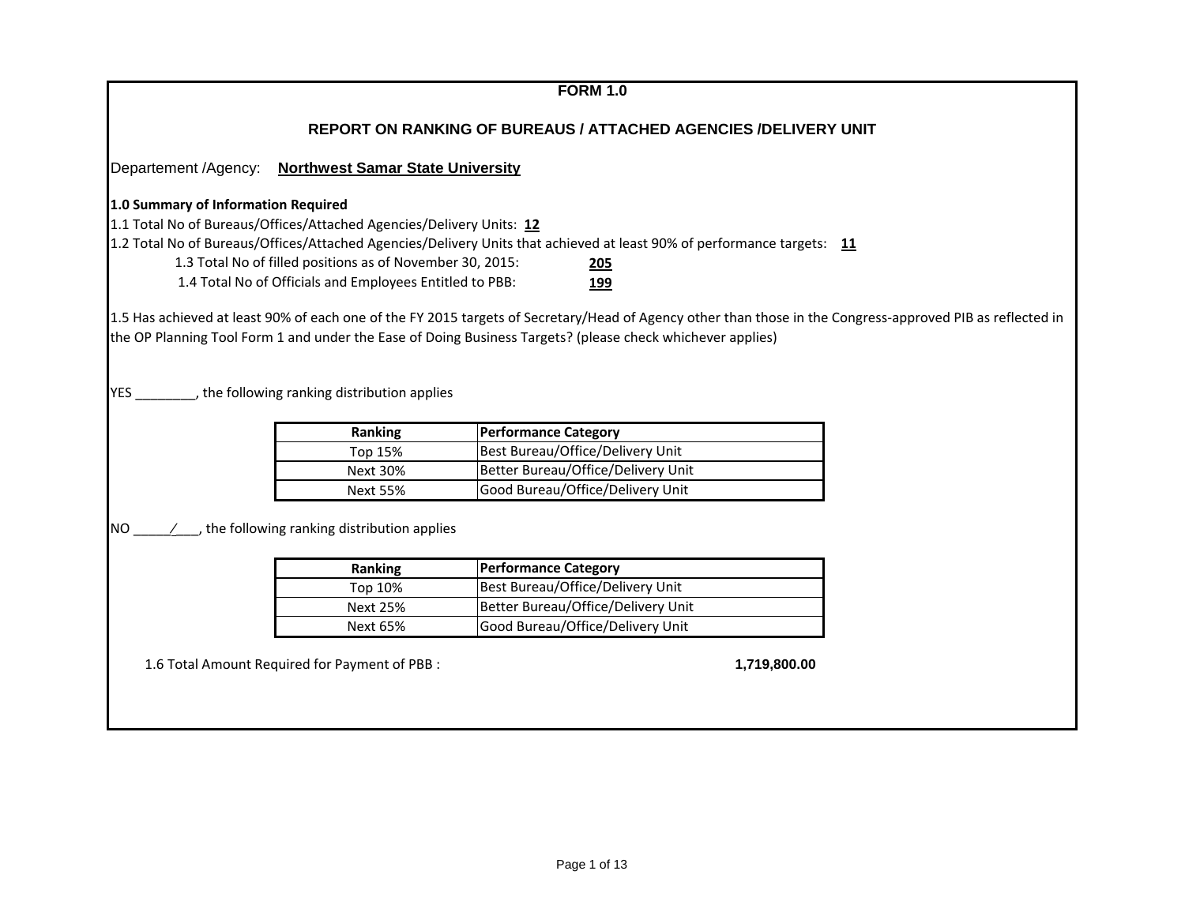**FORM 1.0**

## REPORT ON RANKING OF BUREAUS / ATTACHED AGENCIES /DELIVERY UNIT

Departement /Agency: **Northwest Samar State University**

**1.0 Summary of Information Required**

1.1 Total No of Bureaus/Offices/Attached Agencies/Delivery Units: **12**

1.2 Total No of Bureaus/Offices/Attached Agencies/Delivery Units that achieved at least 90% of performance targets: **11**

1.3 Total No of filled positions as of November 30, 2015: **205**

1.4 Total No of Officials and Employees Entitled to PBB: **199**

1.5 Has achieved at least 90% of each one of the FY 2015 targets of Secretary/Head of Agency other than those in the Congress-approved PIB as reflected in the OP Planning Tool Form 1 and under the Ease of Doing Business Targets? (please check whichever applies)

YES ________, the following ranking distribution applies

| Ranking | Performance Category |
|---|---|
| Top 15% | Best Bureau/Office/Delivery Unit |
| Next 30% | Better Bureau/Office/Delivery Unit |
| Next 55% | Good Bureau/Office/Delivery Unit |

NO _____/___, the following ranking distribution applies

| Ranking | Performance Category |
|---|---|
| Top 10% | Best Bureau/Office/Delivery Unit |
| Next 25% | Better Bureau/Office/Delivery Unit |
| Next 65% | Good Bureau/Office/Delivery Unit |

1.6 Total Amount Required for Payment of PBB : **1,719,800.00**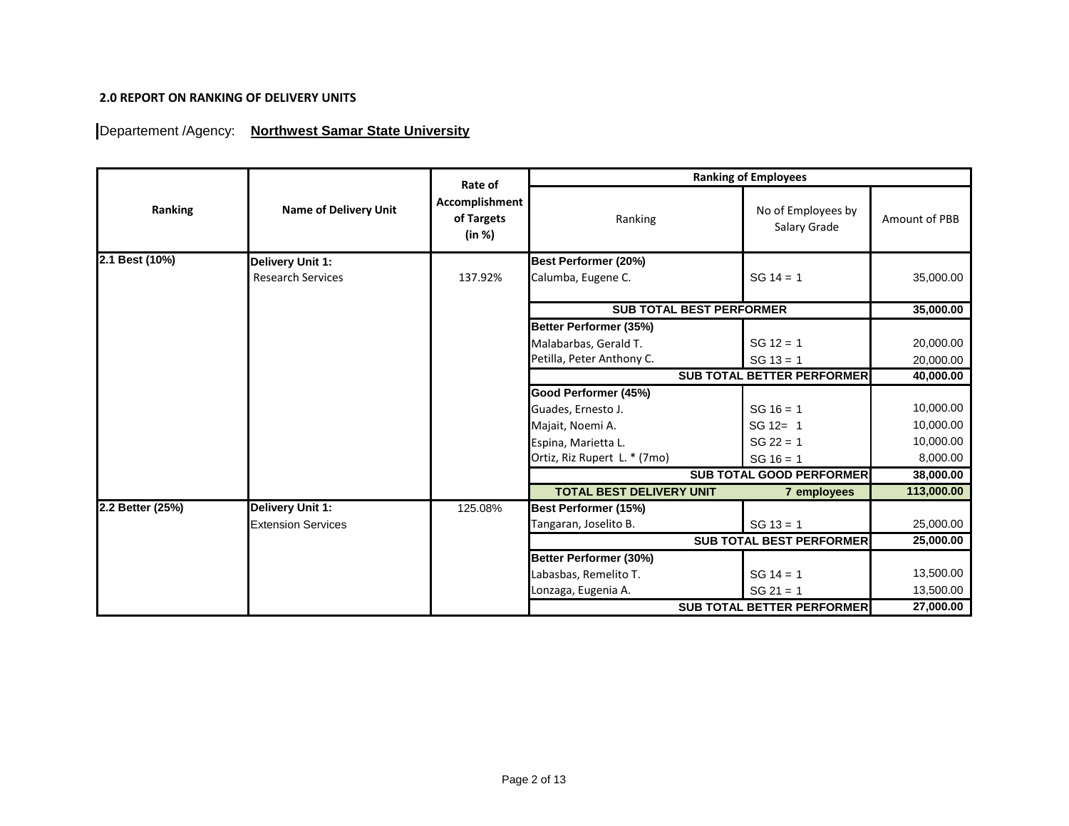**2.0 REPORT ON RANKING OF DELIVERY UNITS**

Departement /Agency: **Northwest Samar State University**

| Ranking | Name of Delivery Unit | Rate of Accomplishment of Targets (in %) | Ranking of Employees | | |
|---|---|---|---|---|---|
| | | | Ranking | No of Employees by Salary Grade | Amount of PBB |
| **2.1 Best (10%)** | **Delivery Unit 1:** | | **Best Performer (20%)** | | |
| | Research Services | 137.92% | Calumba, Eugene C. | SG 14 = 1 | 35,000.00 |
| | | | **SUB TOTAL BEST PERFORMER** | | **35,000.00** |
| | | | **Better Performer (35%)** | | |
| | | | Malabarbas, Gerald T. | SG 12 = 1 | 20,000.00 |
| | | | Petilla, Peter Anthony C. | SG 13 = 1 | 20,000.00 |
| | | | **SUB TOTAL BETTER PERFORMER** | | **40,000.00** |
| | | | **Good Performer (45%)** | | |
| | | | Guades, Ernesto J. | SG 16 = 1 | 10,000.00 |
| | | | Majait, Noemi A. | SG 12= 1 | 10,000.00 |
| | | | Espina, Marietta L. | SG 22 = 1 | 10,000.00 |
| | | | Ortiz, Riz Rupert L. * (7mo) | SG 16 = 1 | 8,000.00 |
| | | | **SUB TOTAL GOOD PERFORMER** | | **38,000.00** |
| | | | **TOTAL BEST DELIVERY UNIT** | **7 employees** | **113,000.00** |
| **2.2 Better (25%)** | **Delivery Unit 1:** | 125.08% | **Best Performer (15%)** | | |
| | Extension Services | | Tangaran, Joselito B. | SG 13 = 1 | 25,000.00 |
| | | | **SUB TOTAL BEST PERFORMER** | | **25,000.00** |
| | | | **Better Performer (30%)** | | |
| | | | Labasbas, Remelito T. | SG 14 = 1 | 13,500.00 |
| | | | Lonzaga, Eugenia A. | SG 21 = 1 | 13,500.00 |
| | | | **SUB TOTAL BETTER PERFORMER** | | **27,000.00** |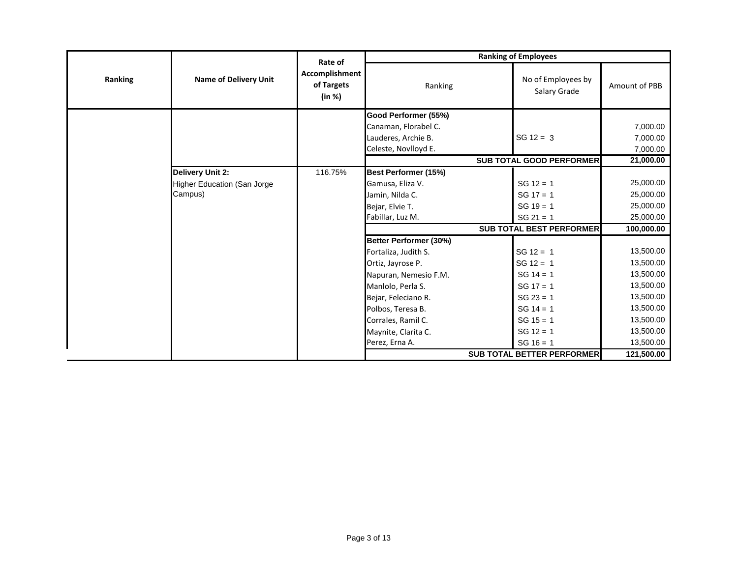| Ranking | Name of Delivery Unit | Rate of Accomplishment of Targets (in %) | Ranking of Employees | | |
|---|---|---|---|---|---|
| | | | Ranking | No of Employees by Salary Grade | Amount of PBB |
| | | | **Good Performer (55%)** | | |
| | | | Canaman, Florabel C. | | 7,000.00 |
| | | | Lauderes, Archie B. | SG 12 = 3 | 7,000.00 |
| | | | Celeste, Novlloyd E. | | 7,000.00 |
| | | | | **SUB TOTAL GOOD PERFORMER** | **21,000.00** |
| | **Delivery Unit 2:** | 116.75% | **Best Performer (15%)** | | |
| | Higher Education (San Jorge Campus) | | Gamusa, Eliza V. | SG 12 = 1 | 25,000.00 |
| | | | Jamin, Nilda C. | SG 17 = 1 | 25,000.00 |
| | | | Bejar, Elvie T. | SG 19 = 1 | 25,000.00 |
| | | | Fabillar, Luz M. | SG 21 = 1 | 25,000.00 |
| | | | | **SUB TOTAL BEST PERFORMER** | **100,000.00** |
| | | | **Better Performer (30%)** | | |
| | | | Fortaliza, Judith S. | SG 12 = 1 | 13,500.00 |
| | | | Ortiz, Jayrose P. | SG 12 = 1 | 13,500.00 |
| | | | Napuran, Nemesio F.M. | SG 14 = 1 | 13,500.00 |
| | | | Manlolo, Perla S. | SG 17 = 1 | 13,500.00 |
| | | | Bejar, Feleciano R. | SG 23 = 1 | 13,500.00 |
| | | | Polbos, Teresa B. | SG 14 = 1 | 13,500.00 |
| | | | Corrales, Ramil C. | SG 15 = 1 | 13,500.00 |
| | | | Maynite, Clarita C. | SG 12 = 1 | 13,500.00 |
| | | | Perez, Erna A. | SG 16 = 1 | 13,500.00 |
| | | | | **SUB TOTAL BETTER PERFORMER** | **121,500.00** |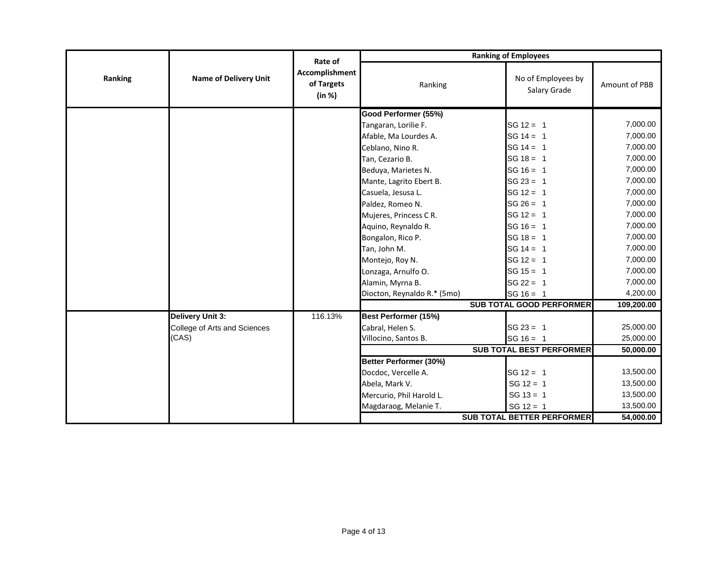| Ranking | Name of Delivery Unit | Rate of Accomplishment of Targets (in %) | Ranking of Employees | | |
|---|---|---|---|---|---|
| | | | Ranking | No of Employees by Salary Grade | Amount of PBB |
| | | | **Good Performer (55%)** | | |
| | | | Tangaran, Lorilie F. | SG 12 = 1 | 7,000.00 |
| | | | Afable, Ma Lourdes A. | SG 14 = 1 | 7,000.00 |
| | | | Ceblano, Nino R. | SG 14 = 1 | 7,000.00 |
| | | | Tan, Cezario B. | SG 18 = 1 | 7,000.00 |
| | | | Beduya, Marietes N. | SG 16 = 1 | 7,000.00 |
| | | | Mante, Lagrito Ebert B. | SG 23 = 1 | 7,000.00 |
| | | | Casuela, Jesusa L. | SG 12 = 1 | 7,000.00 |
| | | | Paldez, Romeo N. | SG 26 = 1 | 7,000.00 |
| | | | Mujeres, Princess C R. | SG 12 = 1 | 7,000.00 |
| | | | Aquino, Reynaldo R. | SG 16 = 1 | 7,000.00 |
| | | | Bongalon, Rico P. | SG 18 = 1 | 7,000.00 |
| | | | Tan, John M. | SG 14 = 1 | 7,000.00 |
| | | | Montejo, Roy N. | SG 12 = 1 | 7,000.00 |
| | | | Lonzaga, Arnulfo O. | SG 15 = 1 | 7,000.00 |
| | | | Alamin, Myrna B. | SG 22 = 1 | 7,000.00 |
| | | | Diocton, Reynaldo R.* (5mo) | SG 16 = 1 | 4,200.00 |
| | | | | **SUB TOTAL GOOD PERFORMER** | **109,200.00** |
| | **Delivery Unit 3:** College of Arts and Sciences (CAS) | 116.13% | **Best Performer (15%)** | | |
| | | | Cabral, Helen S. | SG 23 = 1 | 25,000.00 |
| | | | Villocino, Santos B. | SG 16 = 1 | 25,000.00 |
| | | | | **SUB TOTAL BEST PERFORMER** | **50,000.00** |
| | | | **Better Performer (30%)** | | |
| | | | Docdoc, Vercelle A. | SG 12 = 1 | 13,500.00 |
| | | | Abela, Mark V. | SG 12 = 1 | 13,500.00 |
| | | | Mercurio, Phil Harold L. | SG 13 = 1 | 13,500.00 |
| | | | Magdaraog, Melanie T. | SG 12 = 1 | 13,500.00 |
| | | | | **SUB TOTAL BETTER PERFORMER** | **54,000.00** |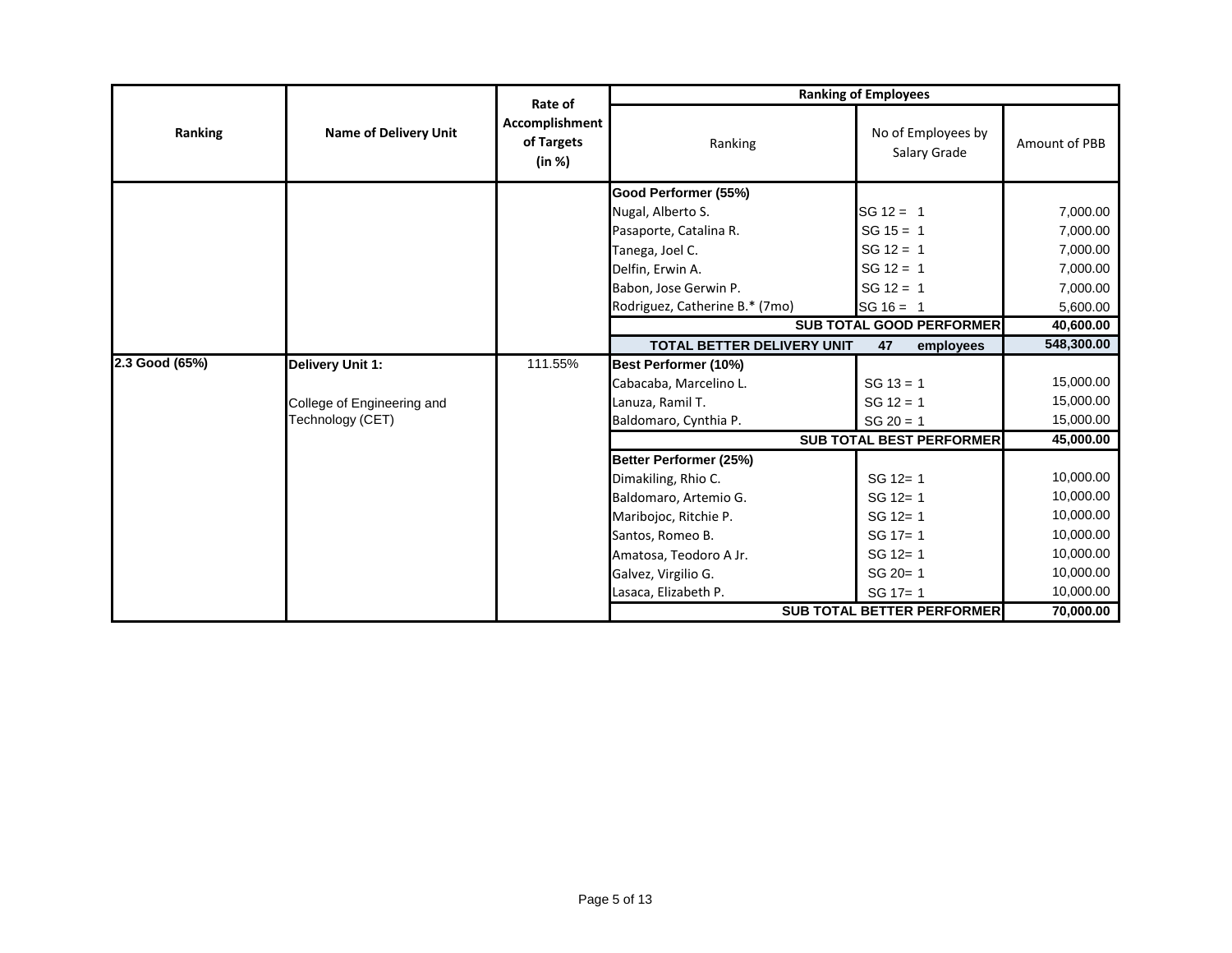| Ranking | Name of Delivery Unit | Rate of Accomplishment of Targets (in %) | Ranking of Employees | | |
|---|---|---|---|---|---|
| | | | Ranking | No of Employees by Salary Grade | Amount of PBB |
| | | | **Good Performer (55%)** | | |
| | | | Nugal, Alberto S. | SG 12 = 1 | 7,000.00 |
| | | | Pasaporte, Catalina R. | SG 15 = 1 | 7,000.00 |
| | | | Tanega, Joel C. | SG 12 = 1 | 7,000.00 |
| | | | Delfin, Erwin A. | SG 12 = 1 | 7,000.00 |
| | | | Babon, Jose Gerwin P. | SG 12 = 1 | 7,000.00 |
| | | | Rodriguez, Catherine B.* (7mo) | SG 16 = 1 | 5,600.00 |
| | | | | **SUB TOTAL GOOD PERFORMER** | **40,600.00** |
| | | | **TOTAL BETTER DELIVERY UNIT** | **47 employees** | **548,300.00** |
| **2.3 Good (65%)** | **Delivery Unit 1:** | 111.55% | **Best Performer (10%)** | | |
| | College of Engineering and Technology (CET) | | Cabacaba, Marcelino L. | SG 13 = 1 | 15,000.00 |
| | | | Lanuza, Ramil T. | SG 12 = 1 | 15,000.00 |
| | | | Baldomaro, Cynthia P. | SG 20 = 1 | 15,000.00 |
| | | | | **SUB TOTAL BEST PERFORMER** | **45,000.00** |
| | | | **Better Performer (25%)** | | |
| | | | Dimakiling, Rhio C. | SG 12= 1 | 10,000.00 |
| | | | Baldomaro, Artemio G. | SG 12= 1 | 10,000.00 |
| | | | Maribojoc, Ritchie P. | SG 12= 1 | 10,000.00 |
| | | | Santos, Romeo B. | SG 17= 1 | 10,000.00 |
| | | | Amatosa, Teodoro A Jr. | SG 12= 1 | 10,000.00 |
| | | | Galvez, Virgilio G. | SG 20= 1 | 10,000.00 |
| | | | Lasaca, Elizabeth P. | SG 17= 1 | 10,000.00 |
| | | | | **SUB TOTAL BETTER PERFORMER** | **70,000.00** |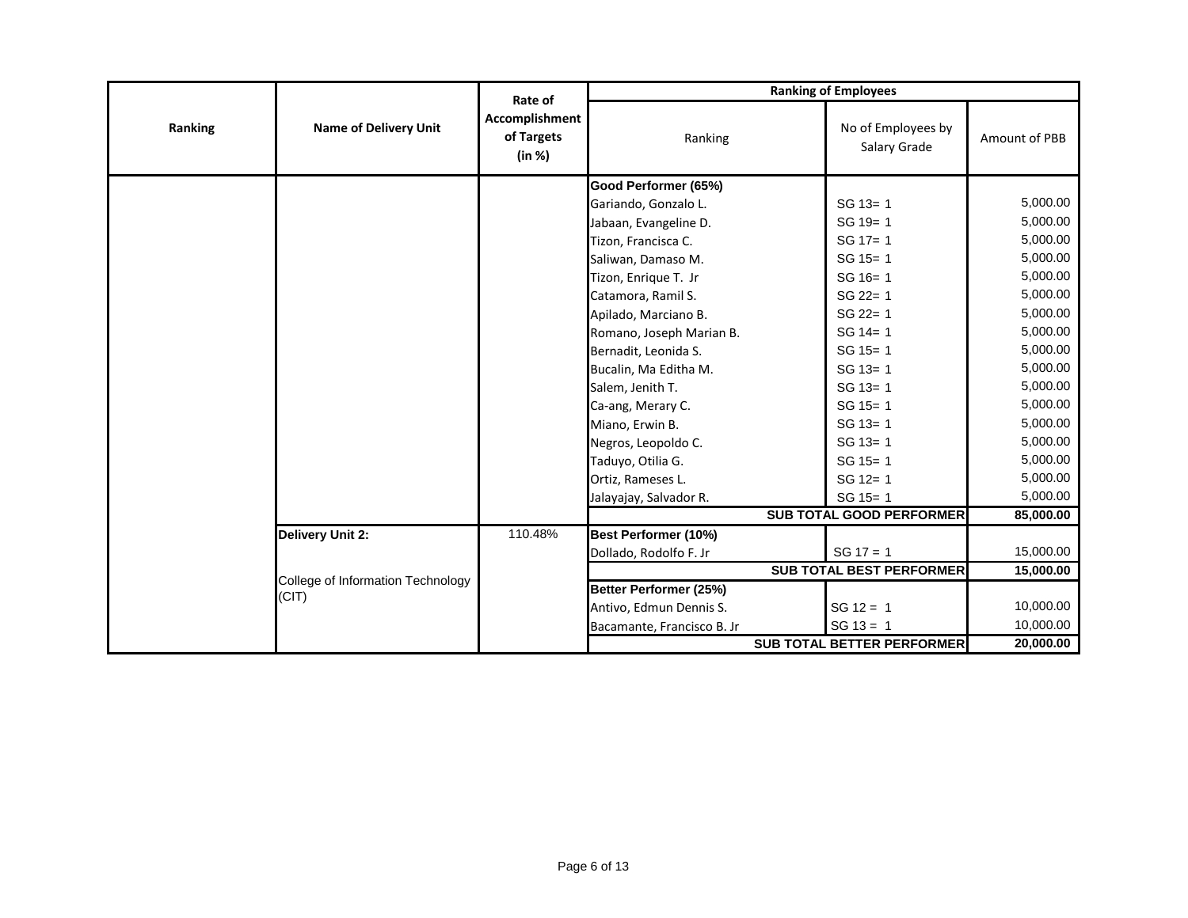| Ranking | Name of Delivery Unit | Rate of Accomplishment of Targets (in %) | Ranking of Employees | | |
|---|---|---|---|---|---|
| | | | Ranking | No of Employees by Salary Grade | Amount of PBB |
| | | | **Good Performer (65%)** | | |
| | | | Gariando, Gonzalo L. | SG 13= 1 | 5,000.00 |
| | | | Jabaan, Evangeline D. | SG 19= 1 | 5,000.00 |
| | | | Tizon, Francisca C. | SG 17= 1 | 5,000.00 |
| | | | Saliwan, Damaso M. | SG 15= 1 | 5,000.00 |
| | | | Tizon, Enrique T. Jr | SG 16= 1 | 5,000.00 |
| | | | Catamora, Ramil S. | SG 22= 1 | 5,000.00 |
| | | | Apilado, Marciano B. | SG 22= 1 | 5,000.00 |
| | | | Romano, Joseph Marian B. | SG 14= 1 | 5,000.00 |
| | | | Bernadit, Leonida S. | SG 15= 1 | 5,000.00 |
| | | | Bucalin, Ma Editha M. | SG 13= 1 | 5,000.00 |
| | | | Salem, Jenith T. | SG 13= 1 | 5,000.00 |
| | | | Ca-ang, Merary C. | SG 15= 1 | 5,000.00 |
| | | | Miano, Erwin B. | SG 13= 1 | 5,000.00 |
| | | | Negros, Leopoldo C. | SG 13= 1 | 5,000.00 |
| | | | Taduyo, Otilia G. | SG 15= 1 | 5,000.00 |
| | | | Ortiz, Rameses L. | SG 12= 1 | 5,000.00 |
| | | | Jalayajay, Salvador R. | SG 15= 1 | 5,000.00 |
| | | | | **SUB TOTAL GOOD PERFORMER** | **85,000.00** |
| | **Delivery Unit 2:** | 110.48% | **Best Performer (10%)** | | |
| | | | Dollado, Rodolfo F. Jr | SG 17 = 1 | 15,000.00 |
| | College of Information Technology (CIT) | | | **SUB TOTAL BEST PERFORMER** | **15,000.00** |
| | | | **Better Performer (25%)** | | |
| | | | Antivo, Edmun Dennis S. | SG 12 = 1 | 10,000.00 |
| | | | Bacamante, Francisco B. Jr | SG 13 = 1 | 10,000.00 |
| | | | | **SUB TOTAL BETTER PERFORMER** | **20,000.00** |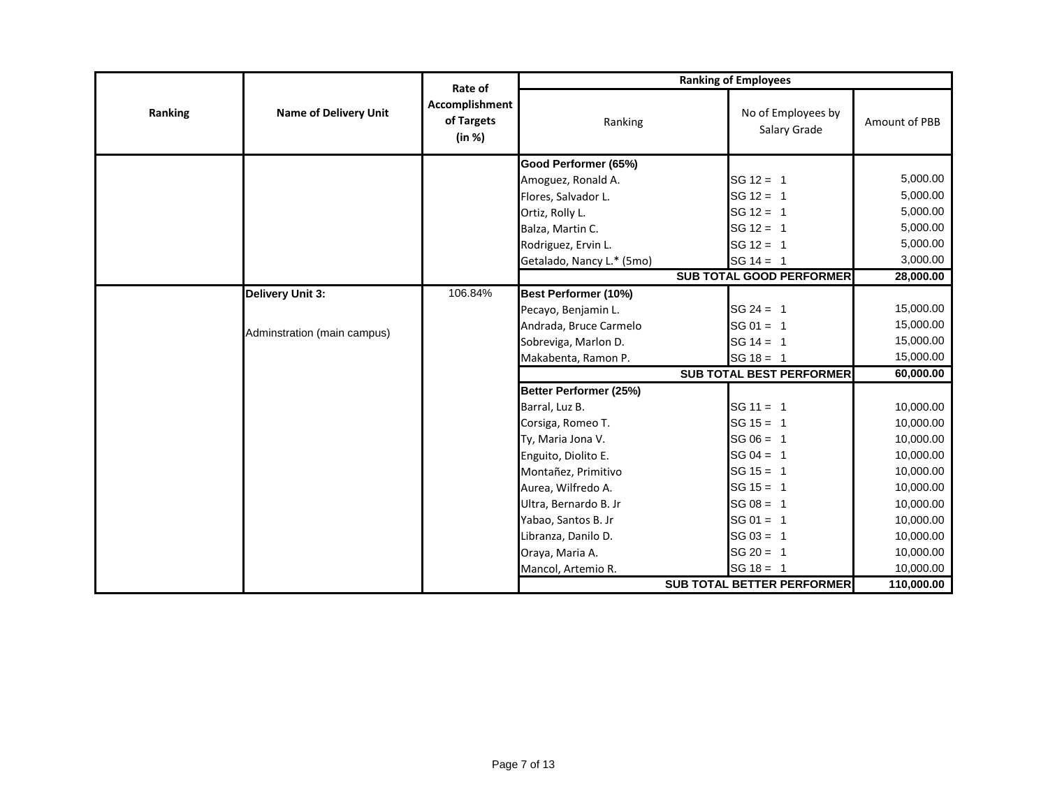| Ranking | Name of Delivery Unit | Rate of Accomplishment of Targets (in %) | Ranking of Employees | | |
|---|---|---|---|---|---|
| | | | Ranking | No of Employees by Salary Grade | Amount of PBB |
| | | | **Good Performer (65%)** | | |
| | | | Amoguez, Ronald A. | SG 12 = 1 | 5,000.00 |
| | | | Flores, Salvador L. | SG 12 = 1 | 5,000.00 |
| | | | Ortiz, Rolly L. | SG 12 = 1 | 5,000.00 |
| | | | Balza, Martin C. | SG 12 = 1 | 5,000.00 |
| | | | Rodriguez, Ervin L. | SG 12 = 1 | 5,000.00 |
| | | | Getalado, Nancy L.* (5mo) | SG 14 = 1 | 3,000.00 |
| | | | | **SUB TOTAL GOOD PERFORMER** | **28,000.00** |
| | **Delivery Unit 3:** | 106.84% | **Best Performer (10%)** | | |
| | | | Pecayo, Benjamin L. | SG 24 = 1 | 15,000.00 |
| | Adminstration (main campus) | | Andrada, Bruce Carmelo | SG 01 = 1 | 15,000.00 |
| | | | Sobreviga, Marlon D. | SG 14 = 1 | 15,000.00 |
| | | | Makabenta, Ramon P. | SG 18 = 1 | 15,000.00 |
| | | | | **SUB TOTAL BEST PERFORMER** | **60,000.00** |
| | | | **Better Performer (25%)** | | |
| | | | Barral, Luz B. | SG 11 = 1 | 10,000.00 |
| | | | Corsiga, Romeo T. | SG 15 = 1 | 10,000.00 |
| | | | Ty, Maria Jona V. | SG 06 = 1 | 10,000.00 |
| | | | Enguito, Diolito E. | SG 04 = 1 | 10,000.00 |
| | | | Montañez, Primitivo | SG 15 = 1 | 10,000.00 |
| | | | Aurea, Wilfredo A. | SG 15 = 1 | 10,000.00 |
| | | | Ultra, Bernardo B. Jr | SG 08 = 1 | 10,000.00 |
| | | | Yabao, Santos B. Jr | SG 01 = 1 | 10,000.00 |
| | | | Libranza, Danilo D. | SG 03 = 1 | 10,000.00 |
| | | | Oraya, Maria A. | SG 20 = 1 | 10,000.00 |
| | | | Mancol, Artemio R. | SG 18 = 1 | 10,000.00 |
| | | | | **SUB TOTAL BETTER PERFORMER** | **110,000.00** |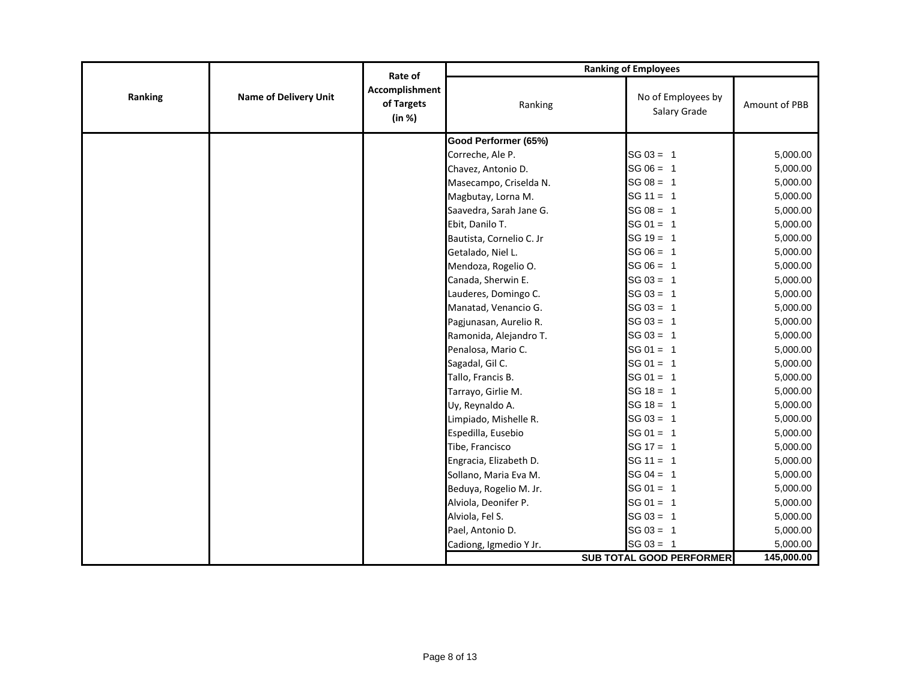| Ranking | Name of Delivery Unit | Rate of Accomplishment of Targets (in %) | Ranking of Employees | | |
|---|---|---|---|---|---|
| | | | Ranking | No of Employees by Salary Grade | Amount of PBB |
| | | | **Good Performer (65%)** | | |
| | | | Correche, Ale P. | SG 03 = 1 | 5,000.00 |
| | | | Chavez, Antonio D. | SG 06 = 1 | 5,000.00 |
| | | | Masecampo, Criselda N. | SG 08 = 1 | 5,000.00 |
| | | | Magbutay, Lorna M. | SG 11 = 1 | 5,000.00 |
| | | | Saavedra, Sarah Jane G. | SG 08 = 1 | 5,000.00 |
| | | | Ebit, Danilo T. | SG 01 = 1 | 5,000.00 |
| | | | Bautista, Cornelio C. Jr | SG 19 = 1 | 5,000.00 |
| | | | Getalado, Niel L. | SG 06 = 1 | 5,000.00 |
| | | | Mendoza, Rogelio O. | SG 06 = 1 | 5,000.00 |
| | | | Canada, Sherwin E. | SG 03 = 1 | 5,000.00 |
| | | | Lauderes, Domingo C. | SG 03 = 1 | 5,000.00 |
| | | | Manatad, Venancio G. | SG 03 = 1 | 5,000.00 |
| | | | Pagjunasan, Aurelio R. | SG 03 = 1 | 5,000.00 |
| | | | Ramonida, Alejandro T. | SG 03 = 1 | 5,000.00 |
| | | | Penalosa, Mario C. | SG 01 = 1 | 5,000.00 |
| | | | Sagadal, Gil C. | SG 01 = 1 | 5,000.00 |
| | | | Tallo, Francis B. | SG 01 = 1 | 5,000.00 |
| | | | Tarrayo, Girlie M. | SG 18 = 1 | 5,000.00 |
| | | | Uy, Reynaldo A. | SG 18 = 1 | 5,000.00 |
| | | | Limpiado, Mishelle R. | SG 03 = 1 | 5,000.00 |
| | | | Espedilla, Eusebio | SG 01 = 1 | 5,000.00 |
| | | | Tibe, Francisco | SG 17 = 1 | 5,000.00 |
| | | | Engracia, Elizabeth D. | SG 11 = 1 | 5,000.00 |
| | | | Sollano, Maria Eva M. | SG 04 = 1 | 5,000.00 |
| | | | Beduya, Rogelio M. Jr. | SG 01 = 1 | 5,000.00 |
| | | | Alviola, Deonifer P. | SG 01 = 1 | 5,000.00 |
| | | | Alviola, Fel S. | SG 03 = 1 | 5,000.00 |
| | | | Pael, Antonio D. | SG 03 = 1 | 5,000.00 |
| | | | Cadiong, Igmedio Y Jr. | SG 03 = 1 | 5,000.00 |
| | | | | **SUB TOTAL GOOD PERFORMER** | **145,000.00** |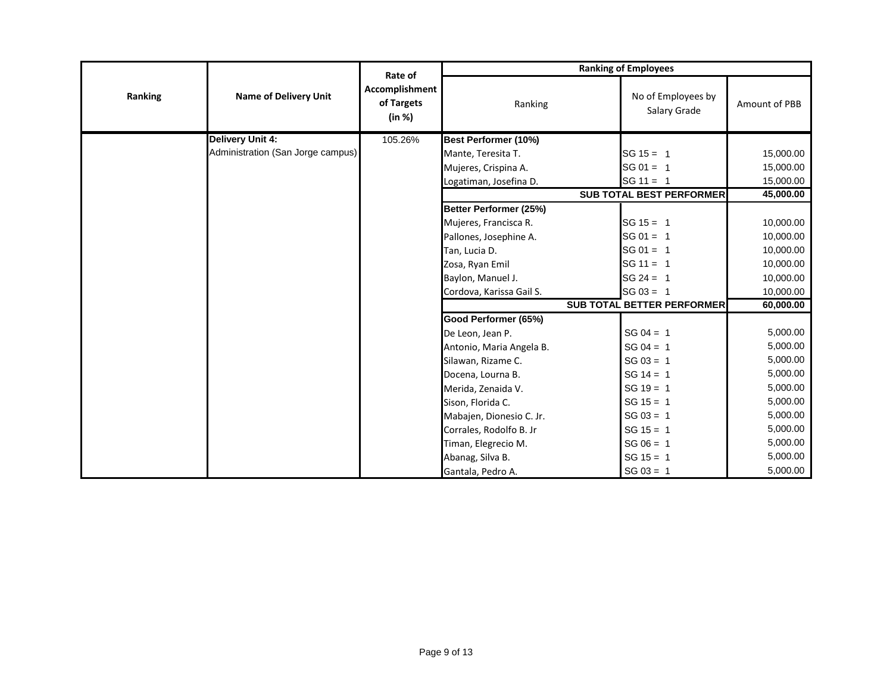| Ranking | Name of Delivery Unit | Rate of Accomplishment of Targets (in %) | Ranking of Employees | | |
|---|---|---|---|---|---|
| | | | Ranking | No of Employees by Salary Grade | Amount of PBB |
| | **Delivery Unit 4:** | 105.26% | **Best Performer (10%)** | | |
| | Administration (San Jorge campus) | | Mante, Teresita T. | SG 15 = 1 | 15,000.00 |
| | | | Mujeres, Crispina A. | SG 01 = 1 | 15,000.00 |
| | | | Logatiman, Josefina D. | SG 11 = 1 | 15,000.00 |
| | | | **SUB TOTAL BEST PERFORMER** | | **45,000.00** |
| | | | **Better Performer (25%)** | | |
| | | | Mujeres, Francisca R. | SG 15 = 1 | 10,000.00 |
| | | | Pallones, Josephine A. | SG 01 = 1 | 10,000.00 |
| | | | Tan, Lucia D. | SG 01 = 1 | 10,000.00 |
| | | | Zosa, Ryan Emil | SG 11 = 1 | 10,000.00 |
| | | | Baylon, Manuel J. | SG 24 = 1 | 10,000.00 |
| | | | Cordova, Karissa Gail S. | SG 03 = 1 | 10,000.00 |
| | | | **SUB TOTAL BETTER PERFORMER** | | **60,000.00** |
| | | | **Good Performer (65%)** | | |
| | | | De Leon, Jean P. | SG 04 = 1 | 5,000.00 |
| | | | Antonio, Maria Angela B. | SG 04 = 1 | 5,000.00 |
| | | | Silawan, Rizame C. | SG 03 = 1 | 5,000.00 |
| | | | Docena, Lourna B. | SG 14 = 1 | 5,000.00 |
| | | | Merida, Zenaida V. | SG 19 = 1 | 5,000.00 |
| | | | Sison, Florida C. | SG 15 = 1 | 5,000.00 |
| | | | Mabajen, Dionesio C. Jr. | SG 03 = 1 | 5,000.00 |
| | | | Corrales, Rodolfo B. Jr | SG 15 = 1 | 5,000.00 |
| | | | Timan, Elegrecio M. | SG 06 = 1 | 5,000.00 |
| | | | Abanag, Silva B. | SG 15 = 1 | 5,000.00 |
| | | | Gantala, Pedro A. | SG 03 = 1 | 5,000.00 |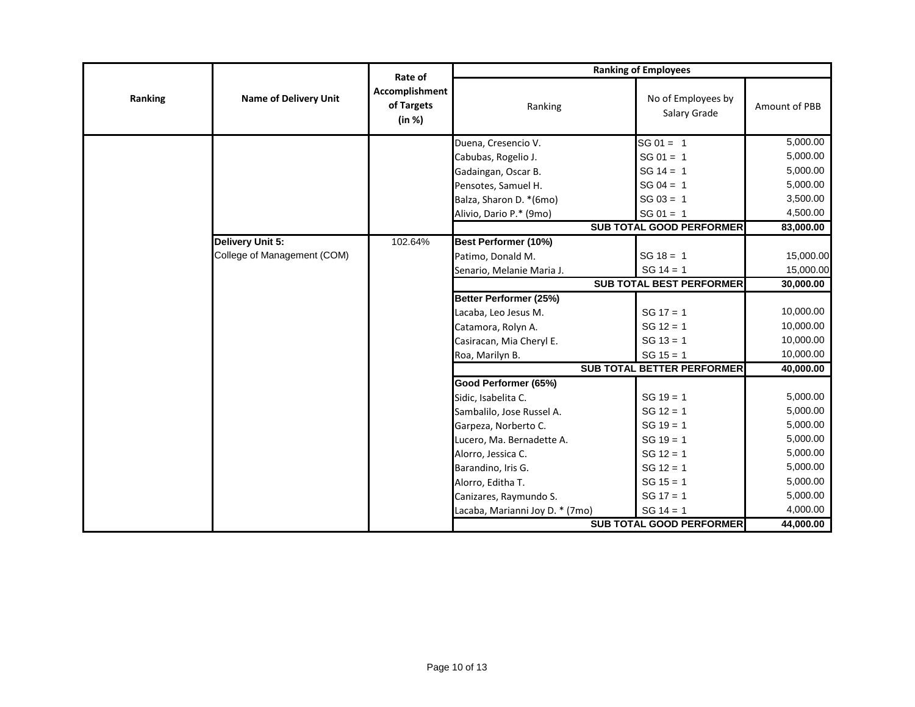| Ranking | Name of Delivery Unit | Rate of Accomplishment of Targets (in %) | Ranking of Employees | | |
|---|---|---|---|---|---|
| | | | Ranking | No of Employees by Salary Grade | Amount of PBB |
| | | | Duena, Cresencio V. | SG 01 = 1 | 5,000.00 |
| | | | Cabubas, Rogelio J. | SG 01 = 1 | 5,000.00 |
| | | | Gadaingan, Oscar B. | SG 14 = 1 | 5,000.00 |
| | | | Pensotes, Samuel H. | SG 04 = 1 | 5,000.00 |
| | | | Balza, Sharon D. *(6mo) | SG 03 = 1 | 3,500.00 |
| | | | Alivio, Dario P.* (9mo) | SG 01 = 1 | 4,500.00 |
| | | | | **SUB TOTAL GOOD PERFORMER** | **83,000.00** |
| | **Delivery Unit 5:** College of Management (COM) | 102.64% | **Best Performer (10%)** | | |
| | | | Patimo, Donald M. | SG 18 = 1 | 15,000.00 |
| | | | Senario, Melanie Maria J. | SG 14 = 1 | 15,000.00 |
| | | | | **SUB TOTAL BEST PERFORMER** | **30,000.00** |
| | | | **Better Performer (25%)** | | |
| | | | Lacaba, Leo Jesus M. | SG 17 = 1 | 10,000.00 |
| | | | Catamora, Rolyn A. | SG 12 = 1 | 10,000.00 |
| | | | Casiracan, Mia Cheryl E. | SG 13 = 1 | 10,000.00 |
| | | | Roa, Marilyn B. | SG 15 = 1 | 10,000.00 |
| | | | | **SUB TOTAL BETTER PERFORMER** | **40,000.00** |
| | | | **Good Performer (65%)** | | |
| | | | Sidic, Isabelita C. | SG 19 = 1 | 5,000.00 |
| | | | Sambalilo, Jose Russel A. | SG 12 = 1 | 5,000.00 |
| | | | Garpeza, Norberto C. | SG 19 = 1 | 5,000.00 |
| | | | Lucero, Ma. Bernadette A. | SG 19 = 1 | 5,000.00 |
| | | | Alorro, Jessica C. | SG 12 = 1 | 5,000.00 |
| | | | Barandino, Iris G. | SG 12 = 1 | 5,000.00 |
| | | | Alorro, Editha T. | SG 15 = 1 | 5,000.00 |
| | | | Canizares, Raymundo S. | SG 17 = 1 | 5,000.00 |
| | | | Lacaba, Marianni Joy D. * (7mo) | SG 14 = 1 | 4,000.00 |
| | | | | **SUB TOTAL GOOD PERFORMER** | **44,000.00** |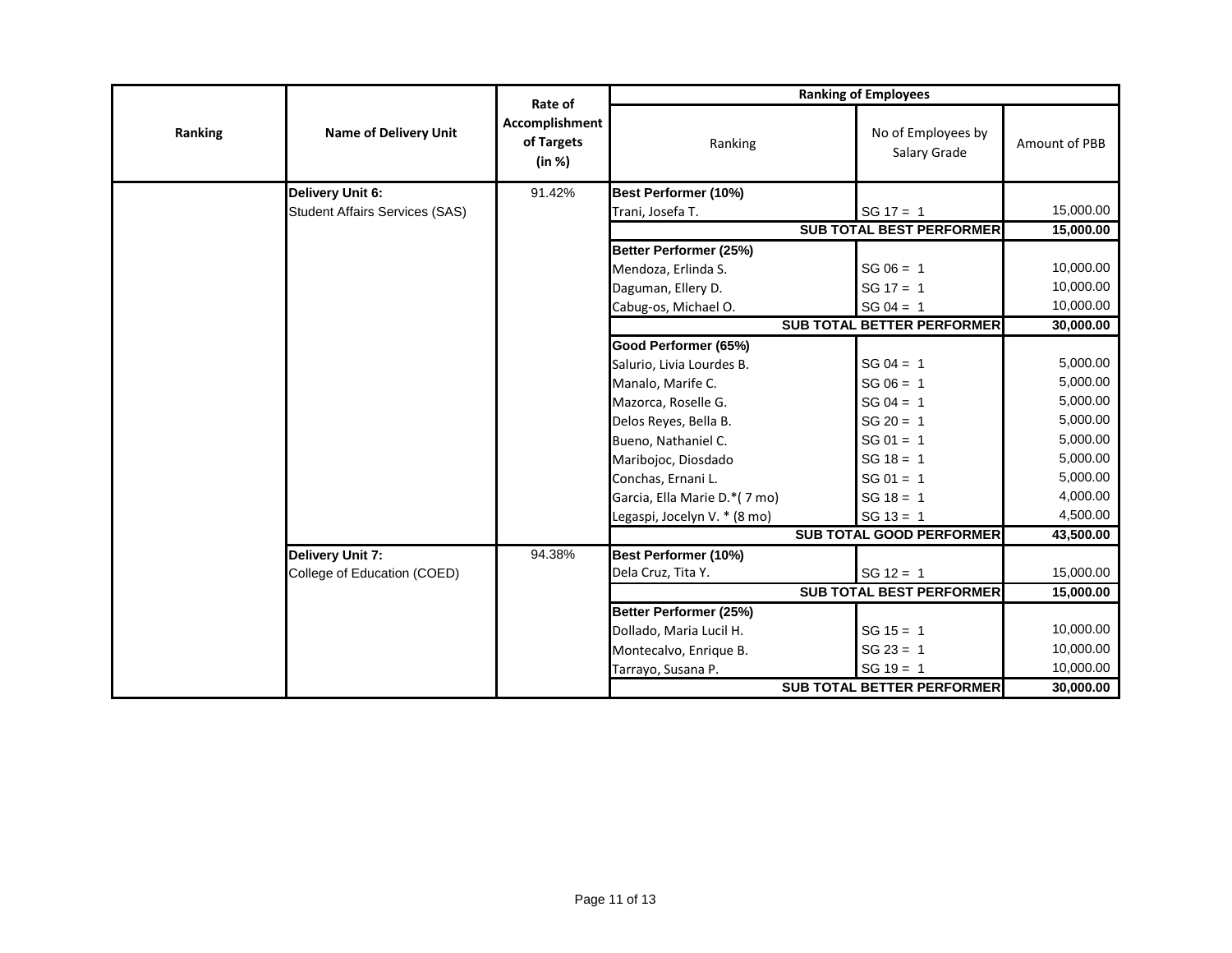| Ranking | Name of Delivery Unit | Rate of Accomplishment of Targets (in %) | Ranking of Employees | | |
|---|---|---|---|---|---|
| | | | Ranking | No of Employees by Salary Grade | Amount of PBB |
| | **Delivery Unit 6:** | 91.42% | **Best Performer (10%)** | | |
| | Student Affairs Services (SAS) | | Trani, Josefa T. | SG 17 = 1 | 15,000.00 |
| | | | | **SUB TOTAL BEST PERFORMER** | **15,000.00** |
| | | | **Better Performer (25%)** | | |
| | | | Mendoza, Erlinda S. | SG 06 = 1 | 10,000.00 |
| | | | Daguman, Ellery D. | SG 17 = 1 | 10,000.00 |
| | | | Cabug-os, Michael O. | SG 04 = 1 | 10,000.00 |
| | | | | **SUB TOTAL BETTER PERFORMER** | **30,000.00** |
| | | | **Good Performer (65%)** | | |
| | | | Salurio, Livia Lourdes B. | SG 04 = 1 | 5,000.00 |
| | | | Manalo, Marife C. | SG 06 = 1 | 5,000.00 |
| | | | Mazorca, Roselle G. | SG 04 = 1 | 5,000.00 |
| | | | Delos Reyes, Bella B. | SG 20 = 1 | 5,000.00 |
| | | | Bueno, Nathaniel C. | SG 01 = 1 | 5,000.00 |
| | | | Maribojoc, Diosdado | SG 18 = 1 | 5,000.00 |
| | | | Conchas, Ernani L. | SG 01 = 1 | 5,000.00 |
| | | | Garcia, Ella Marie D.*( 7 mo) | SG 18 = 1 | 4,000.00 |
| | | | Legaspi, Jocelyn V. * (8 mo) | SG 13 = 1 | 4,500.00 |
| | | | | **SUB TOTAL GOOD PERFORMER** | **43,500.00** |
| | **Delivery Unit 7:** | 94.38% | **Best Performer (10%)** | | |
| | College of Education (COED) | | Dela Cruz, Tita Y. | SG 12 = 1 | 15,000.00 |
| | | | | **SUB TOTAL BEST PERFORMER** | **15,000.00** |
| | | | **Better Performer (25%)** | | |
| | | | Dollado, Maria Lucil H. | SG 15 = 1 | 10,000.00 |
| | | | Montecalvo, Enrique B. | SG 23 = 1 | 10,000.00 |
| | | | Tarrayo, Susana P. | SG 19 = 1 | 10,000.00 |
| | | | | **SUB TOTAL BETTER PERFORMER** | **30,000.00** |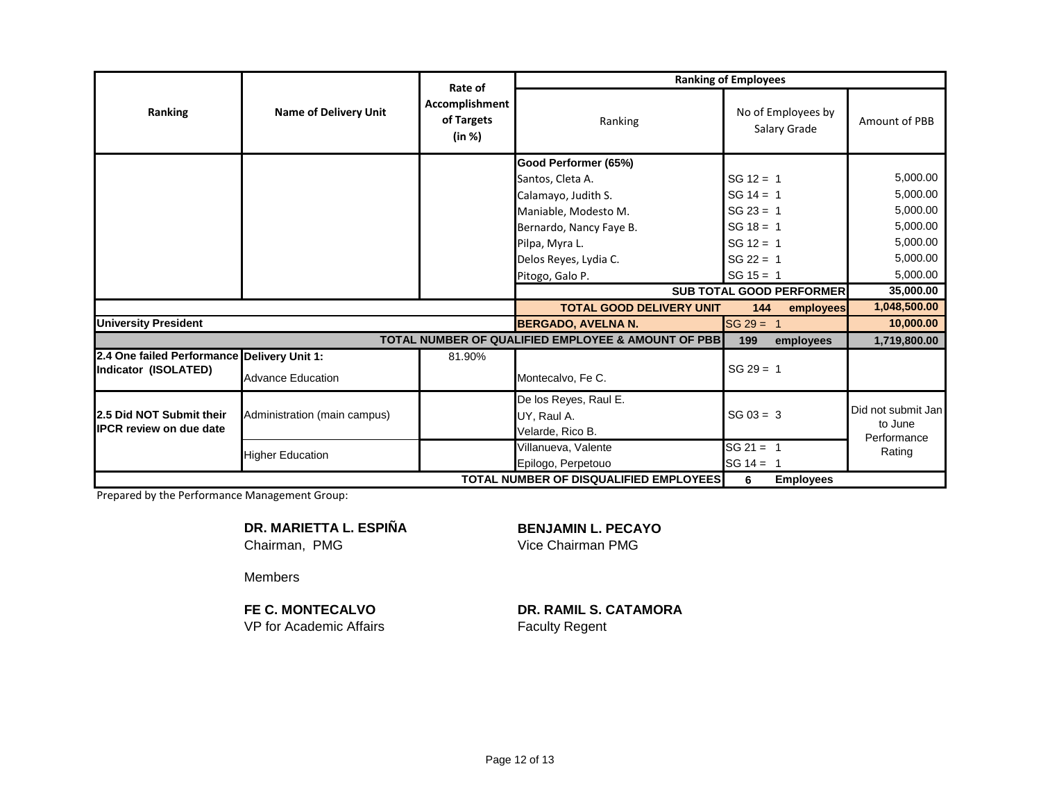| Ranking | Name of Delivery Unit | Rate of Accomplishment of Targets (in %) | Ranking of Employees | | |
|---|---|---|---|---|---|
| | | | Ranking | No of Employees by Salary Grade | Amount of PBB |
| | | | **Good Performer (65%)** | | |
| | | | Santos, Cleta A. | SG 12 = 1 | 5,000.00 |
| | | | Calamayo, Judith S. | SG 14 = 1 | 5,000.00 |
| | | | Maniable, Modesto M. | SG 23 = 1 | 5,000.00 |
| | | | Bernardo, Nancy Faye B. | SG 18 = 1 | 5,000.00 |
| | | | Pilpa, Myra L. | SG 12 = 1 | 5,000.00 |
| | | | Delos Reyes, Lydia C. | SG 22 = 1 | 5,000.00 |
| | | | Pitogo, Galo P. | SG 15 = 1 | 5,000.00 |
| | | | | **SUB TOTAL GOOD PERFORMER** | **35,000.00** |
| | | | **TOTAL GOOD DELIVERY UNIT** | **144 employees** | **1,048,500.00** |
| **University President** | | | **BERGADO, AVELNA N.** | SG 29 = 1 | **10,000.00** |
| **TOTAL NUMBER OF QUALIFIED EMPLOYEE & AMOUNT OF PBB** | | | | **199 employees** | **1,719,800.00** |
| **2.4 One failed Performance Indicator (ISOLATED)** | **Delivery Unit 1:** Advance Education | 81.90% | Montecalvo, Fe C. | SG 29 = 1 | |
| **2.5 Did NOT Submit their IPCR review on due date** | Administration (main campus) | | De los Reyes, Raul E.<br>UY, Raul A.<br>Velarde, Rico B. | SG 03 = 3 | Did not submit Jan to June Performance Rating |
| | Higher Education | | Villanueva, Valente<br>Epilogo, Perpetouo | SG 21 = 1<br>SG 14 = 1 | |
| **TOTAL NUMBER OF DISQUALIFIED EMPLOYEES** | | | | **6 Employees** | |

Prepared by the Performance Management Group:

**DR. MARIETTA L. ESPIÑA**
Chairman, PMG

**BENJAMIN L. PECAYO**
Vice Chairman PMG

Members

**FE C. MONTECALVO**
VP for Academic Affairs

**DR. RAMIL S. CATAMORA**
Faculty Regent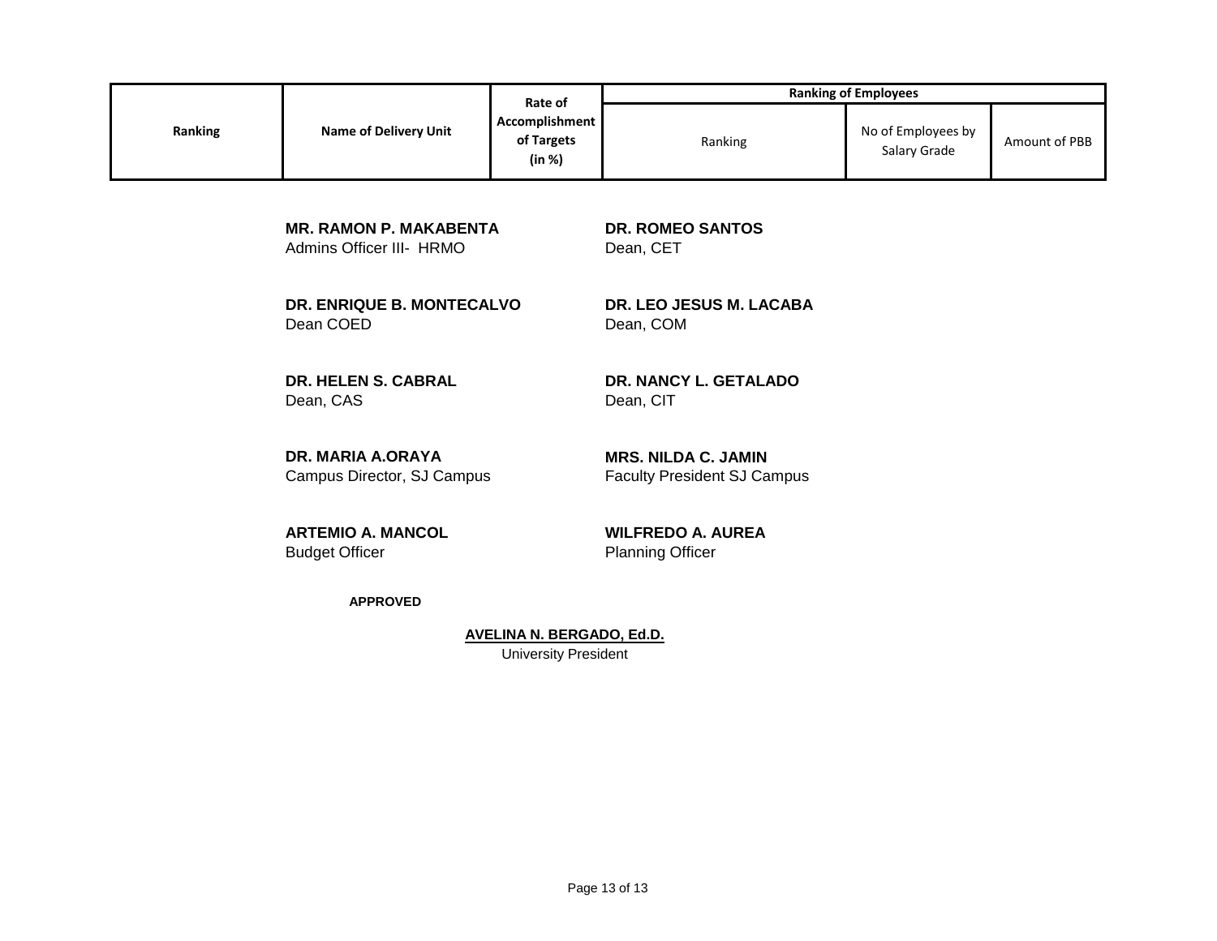| Ranking | Name of Delivery Unit | Rate of Accomplishment of Targets (in %) | Ranking of Employees | | |
|---|---|---|---|---|---|
| | | | Ranking | No of Employees by Salary Grade | Amount of PBB |

**MR. RAMON P. MAKABENTA**
Admins Officer III- HRMO

**DR. ROMEO SANTOS**
Dean, CET

**DR. ENRIQUE B. MONTECALVO**
Dean COED

**DR. LEO JESUS M. LACABA**
Dean, COM

**DR. HELEN S. CABRAL**
Dean, CAS

**DR. NANCY L. GETALADO**
Dean, CIT

**DR. MARIA A.ORAYA**
Campus Director, SJ Campus

**MRS. NILDA C. JAMIN**
Faculty President SJ Campus

**ARTEMIO A. MANCOL**
Budget Officer

**WILFREDO A. AUREA**
Planning Officer

**APPROVED**

**AVELINA N. BERGADO, Ed.D.**
University President